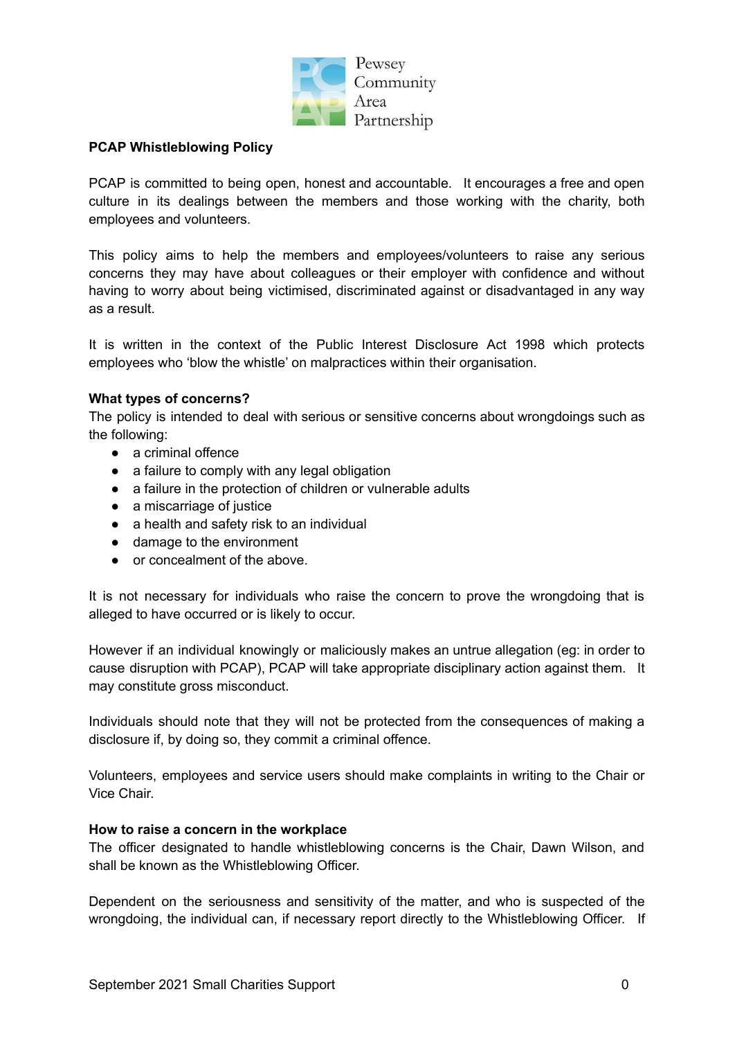Pewsey Community Area Partnership

**PCAP Whistleblowing Policy**

PCAP is committed to being open, honest and accountable. It encourages a free and open culture in its dealings between the members and those working with the charity, both employees and volunteers.

This policy aims to help the members and employees/volunteers to raise any serious concerns they may have about colleagues or their employer with confidence and without having to worry about being victimised, discriminated against or disadvantaged in any way as a result.

It is written in the context of the Public Interest Disclosure Act 1998 which protects employees who 'blow the whistle' on malpractices within their organisation.

**What types of concerns?**

The policy is intended to deal with serious or sensitive concerns about wrongdoings such as the following:

- a criminal offence
- a failure to comply with any legal obligation
- a failure in the protection of children or vulnerable adults
- a miscarriage of justice
- a health and safety risk to an individual
- damage to the environment
- or concealment of the above.

It is not necessary for individuals who raise the concern to prove the wrongdoing that is alleged to have occurred or is likely to occur.

However if an individual knowingly or maliciously makes an untrue allegation (eg: in order to cause disruption with PCAP), PCAP will take appropriate disciplinary action against them. It may constitute gross misconduct.

Individuals should note that they will not be protected from the consequences of making a disclosure if, by doing so, they commit a criminal offence.

Volunteers, employees and service users should make complaints in writing to the Chair or Vice Chair.

**How to raise a concern in the workplace**

The officer designated to handle whistleblowing concerns is the Chair, Dawn Wilson, and shall be known as the Whistleblowing Officer.

Dependent on the seriousness and sensitivity of the matter, and who is suspected of the wrongdoing, the individual can, if necessary report directly to the Whistleblowing Officer. If

September 2021 Small Charities Support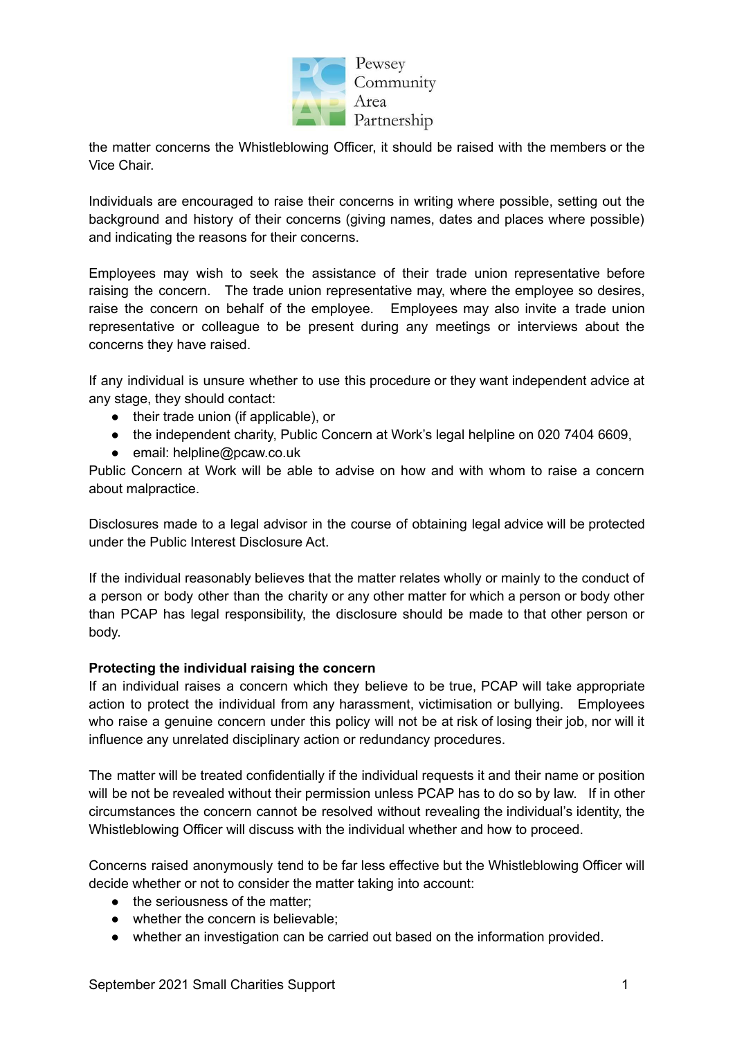the matter concerns the Whistleblowing Officer, it should be raised with the members or the Vice Chair.

Individuals are encouraged to raise their concerns in writing where possible, setting out the background and history of their concerns (giving names, dates and places where possible) and indicating the reasons for their concerns.

Employees may wish to seek the assistance of their trade union representative before raising the concern. The trade union representative may, where the employee so desires, raise the concern on behalf of the employee. Employees may also invite a trade union representative or colleague to be present during any meetings or interviews about the concerns they have raised.

If any individual is unsure whether to use this procedure or they want independent advice at any stage, they should contact:

- their trade union (if applicable), or
- the independent charity, Public Concern at Work's legal helpline on 020 7404 6609,
- email: helpline@pcaw.co.uk

Public Concern at Work will be able to advise on how and with whom to raise a concern about malpractice.

Disclosures made to a legal advisor in the course of obtaining legal advice will be protected under the Public Interest Disclosure Act.

If the individual reasonably believes that the matter relates wholly or mainly to the conduct of a person or body other than the charity or any other matter for which a person or body other than PCAP has legal responsibility, the disclosure should be made to that other person or body.

**Protecting the individual raising the concern**

If an individual raises a concern which they believe to be true, PCAP will take appropriate action to protect the individual from any harassment, victimisation or bullying. Employees who raise a genuine concern under this policy will not be at risk of losing their job, nor will it influence any unrelated disciplinary action or redundancy procedures.

The matter will be treated confidentially if the individual requests it and their name or position will be not be revealed without their permission unless PCAP has to do so by law. If in other circumstances the concern cannot be resolved without revealing the individual's identity, the Whistleblowing Officer will discuss with the individual whether and how to proceed.

Concerns raised anonymously tend to be far less effective but the Whistleblowing Officer will decide whether or not to consider the matter taking into account:

- the seriousness of the matter;
- whether the concern is believable;
- whether an investigation can be carried out based on the information provided.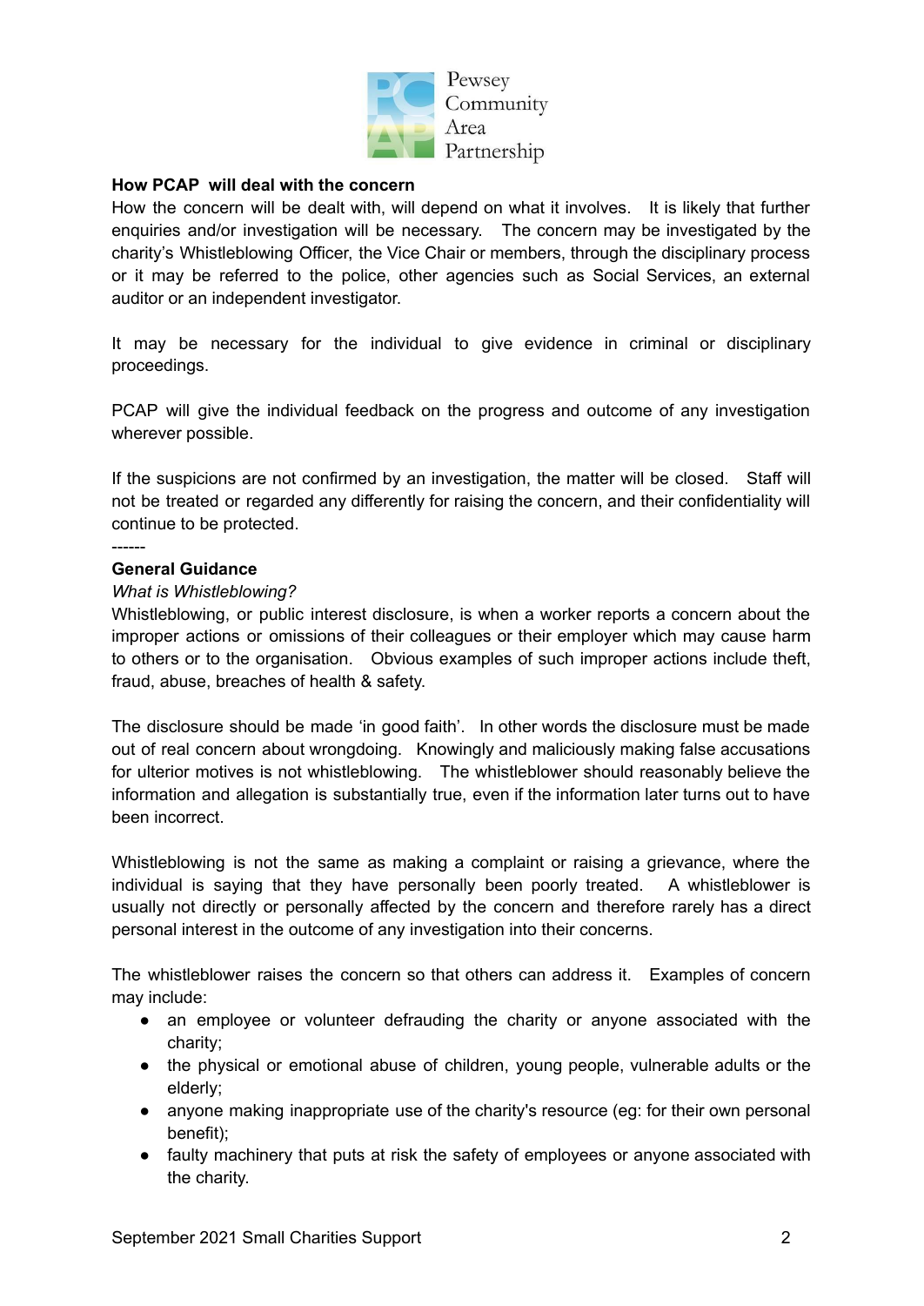**How PCAP will deal with the concern**

How the concern will be dealt with, will depend on what it involves. It is likely that further enquiries and/or investigation will be necessary. The concern may be investigated by the charity's Whistleblowing Officer, the Vice Chair or members, through the disciplinary process or it may be referred to the police, other agencies such as Social Services, an external auditor or an independent investigator.

It may be necessary for the individual to give evidence in criminal or disciplinary proceedings.

PCAP will give the individual feedback on the progress and outcome of any investigation wherever possible.

If the suspicions are not confirmed by an investigation, the matter will be closed. Staff will not be treated or regarded any differently for raising the concern, and their confidentiality will continue to be protected.

------

**General Guidance**

*What is Whistleblowing?*

Whistleblowing, or public interest disclosure, is when a worker reports a concern about the improper actions or omissions of their colleagues or their employer which may cause harm to others or to the organisation. Obvious examples of such improper actions include theft, fraud, abuse, breaches of health & safety.

The disclosure should be made 'in good faith'. In other words the disclosure must be made out of real concern about wrongdoing. Knowingly and maliciously making false accusations for ulterior motives is not whistleblowing. The whistleblower should reasonably believe the information and allegation is substantially true, even if the information later turns out to have been incorrect.

Whistleblowing is not the same as making a complaint or raising a grievance, where the individual is saying that they have personally been poorly treated. A whistleblower is usually not directly or personally affected by the concern and therefore rarely has a direct personal interest in the outcome of any investigation into their concerns.

The whistleblower raises the concern so that others can address it. Examples of concern may include:

- an employee or volunteer defrauding the charity or anyone associated with the charity;
- the physical or emotional abuse of children, young people, vulnerable adults or the elderly;
- anyone making inappropriate use of the charity's resource (eg: for their own personal benefit);
- faulty machinery that puts at risk the safety of employees or anyone associated with the charity.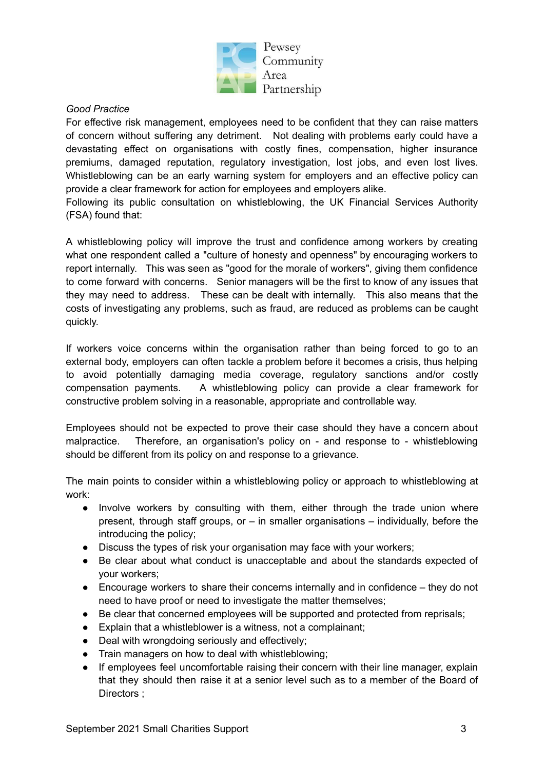*Good Practice*

For effective risk management, employees need to be confident that they can raise matters of concern without suffering any detriment. Not dealing with problems early could have a devastating effect on organisations with costly fines, compensation, higher insurance premiums, damaged reputation, regulatory investigation, lost jobs, and even lost lives. Whistleblowing can be an early warning system for employers and an effective policy can provide a clear framework for action for employees and employers alike.

Following its public consultation on whistleblowing, the UK Financial Services Authority (FSA) found that:

A whistleblowing policy will improve the trust and confidence among workers by creating what one respondent called a "culture of honesty and openness" by encouraging workers to report internally. This was seen as "good for the morale of workers", giving them confidence to come forward with concerns. Senior managers will be the first to know of any issues that they may need to address. These can be dealt with internally. This also means that the costs of investigating any problems, such as fraud, are reduced as problems can be caught quickly.

If workers voice concerns within the organisation rather than being forced to go to an external body, employers can often tackle a problem before it becomes a crisis, thus helping to avoid potentially damaging media coverage, regulatory sanctions and/or costly compensation payments. A whistleblowing policy can provide a clear framework for constructive problem solving in a reasonable, appropriate and controllable way.

Employees should not be expected to prove their case should they have a concern about malpractice. Therefore, an organisation's policy on - and response to - whistleblowing should be different from its policy on and response to a grievance.

The main points to consider within a whistleblowing policy or approach to whistleblowing at work:

- Involve workers by consulting with them, either through the trade union where present, through staff groups, or – in smaller organisations – individually, before the introducing the policy;
- Discuss the types of risk your organisation may face with your workers;
- Be clear about what conduct is unacceptable and about the standards expected of your workers;
- Encourage workers to share their concerns internally and in confidence – they do not need to have proof or need to investigate the matter themselves;
- Be clear that concerned employees will be supported and protected from reprisals;
- Explain that a whistleblower is a witness, not a complainant;
- Deal with wrongdoing seriously and effectively;
- Train managers on how to deal with whistleblowing;
- If employees feel uncomfortable raising their concern with their line manager, explain that they should then raise it at a senior level such as to a member of the Board of Directors ;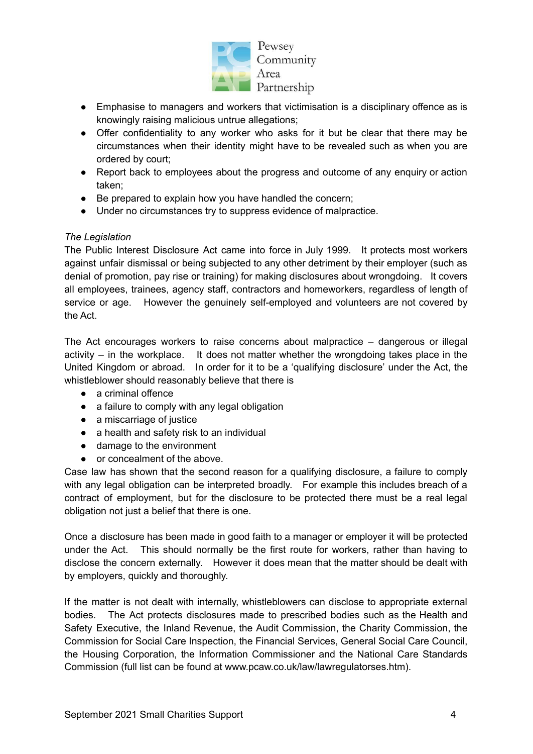- Emphasise to managers and workers that victimisation is a disciplinary offence as is knowingly raising malicious untrue allegations;
- Offer confidentiality to any worker who asks for it but be clear that there may be circumstances when their identity might have to be revealed such as when you are ordered by court;
- Report back to employees about the progress and outcome of any enquiry or action taken;
- Be prepared to explain how you have handled the concern;
- Under no circumstances try to suppress evidence of malpractice.

*The Legislation*

The Public Interest Disclosure Act came into force in July 1999. It protects most workers against unfair dismissal or being subjected to any other detriment by their employer (such as denial of promotion, pay rise or training) for making disclosures about wrongdoing. It covers all employees, trainees, agency staff, contractors and homeworkers, regardless of length of service or age. However the genuinely self-employed and volunteers are not covered by the Act.

The Act encourages workers to raise concerns about malpractice – dangerous or illegal activity – in the workplace. It does not matter whether the wrongdoing takes place in the United Kingdom or abroad. In order for it to be a 'qualifying disclosure' under the Act, the whistleblower should reasonably believe that there is

- a criminal offence
- a failure to comply with any legal obligation
- a miscarriage of justice
- a health and safety risk to an individual
- damage to the environment
- or concealment of the above.

Case law has shown that the second reason for a qualifying disclosure, a failure to comply with any legal obligation can be interpreted broadly. For example this includes breach of a contract of employment, but for the disclosure to be protected there must be a real legal obligation not just a belief that there is one.

Once a disclosure has been made in good faith to a manager or employer it will be protected under the Act. This should normally be the first route for workers, rather than having to disclose the concern externally. However it does mean that the matter should be dealt with by employers, quickly and thoroughly.

If the matter is not dealt with internally, whistleblowers can disclose to appropriate external bodies. The Act protects disclosures made to prescribed bodies such as the Health and Safety Executive, the Inland Revenue, the Audit Commission, the Charity Commission, the Commission for Social Care Inspection, the Financial Services, General Social Care Council, the Housing Corporation, the Information Commissioner and the National Care Standards Commission (full list can be found at www.pcaw.co.uk/law/lawregulatorses.htm).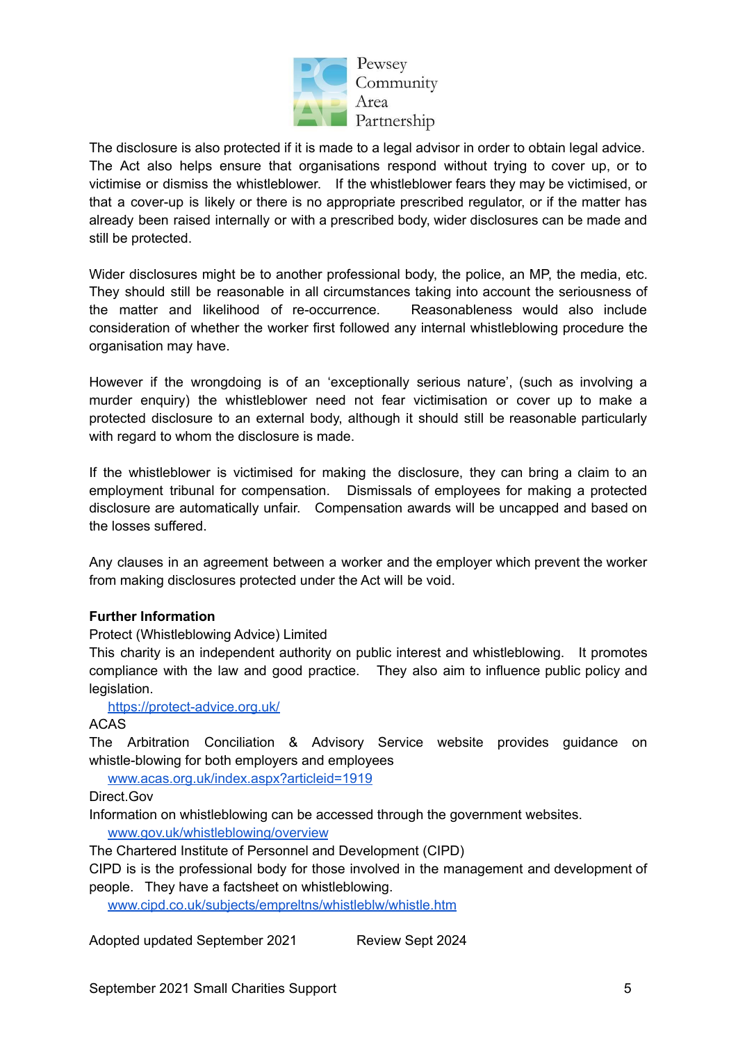The disclosure is also protected if it is made to a legal advisor in order to obtain legal advice. The Act also helps ensure that organisations respond without trying to cover up, or to victimise or dismiss the whistleblower. If the whistleblower fears they may be victimised, or that a cover-up is likely or there is no appropriate prescribed regulator, or if the matter has already been raised internally or with a prescribed body, wider disclosures can be made and still be protected.

Wider disclosures might be to another professional body, the police, an MP, the media, etc. They should still be reasonable in all circumstances taking into account the seriousness of the matter and likelihood of re-occurrence. Reasonableness would also include consideration of whether the worker first followed any internal whistleblowing procedure the organisation may have.

However if the wrongdoing is of an 'exceptionally serious nature', (such as involving a murder enquiry) the whistleblower need not fear victimisation or cover up to make a protected disclosure to an external body, although it should still be reasonable particularly with regard to whom the disclosure is made.

If the whistleblower is victimised for making the disclosure, they can bring a claim to an employment tribunal for compensation. Dismissals of employees for making a protected disclosure are automatically unfair. Compensation awards will be uncapped and based on the losses suffered.

Any clauses in an agreement between a worker and the employer which prevent the worker from making disclosures protected under the Act will be void.

**Further Information**

Protect (Whistleblowing Advice) Limited

This charity is an independent authority on public interest and whistleblowing. It promotes compliance with the law and good practice. They also aim to influence public policy and legislation.

https://protect-advice.org.uk/

ACAS

The Arbitration Conciliation & Advisory Service website provides guidance on whistle-blowing for both employers and employees

www.acas.org.uk/index.aspx?articleid=1919

Direct.Gov

Information on whistleblowing can be accessed through the government websites.

www.gov.uk/whistleblowing/overview

The Chartered Institute of Personnel and Development (CIPD)

CIPD is is the professional body for those involved in the management and development of people. They have a factsheet on whistleblowing.

www.cipd.co.uk/subjects/empreltns/whistleblw/whistle.htm

Adopted updated September 2021 Review Sept 2024